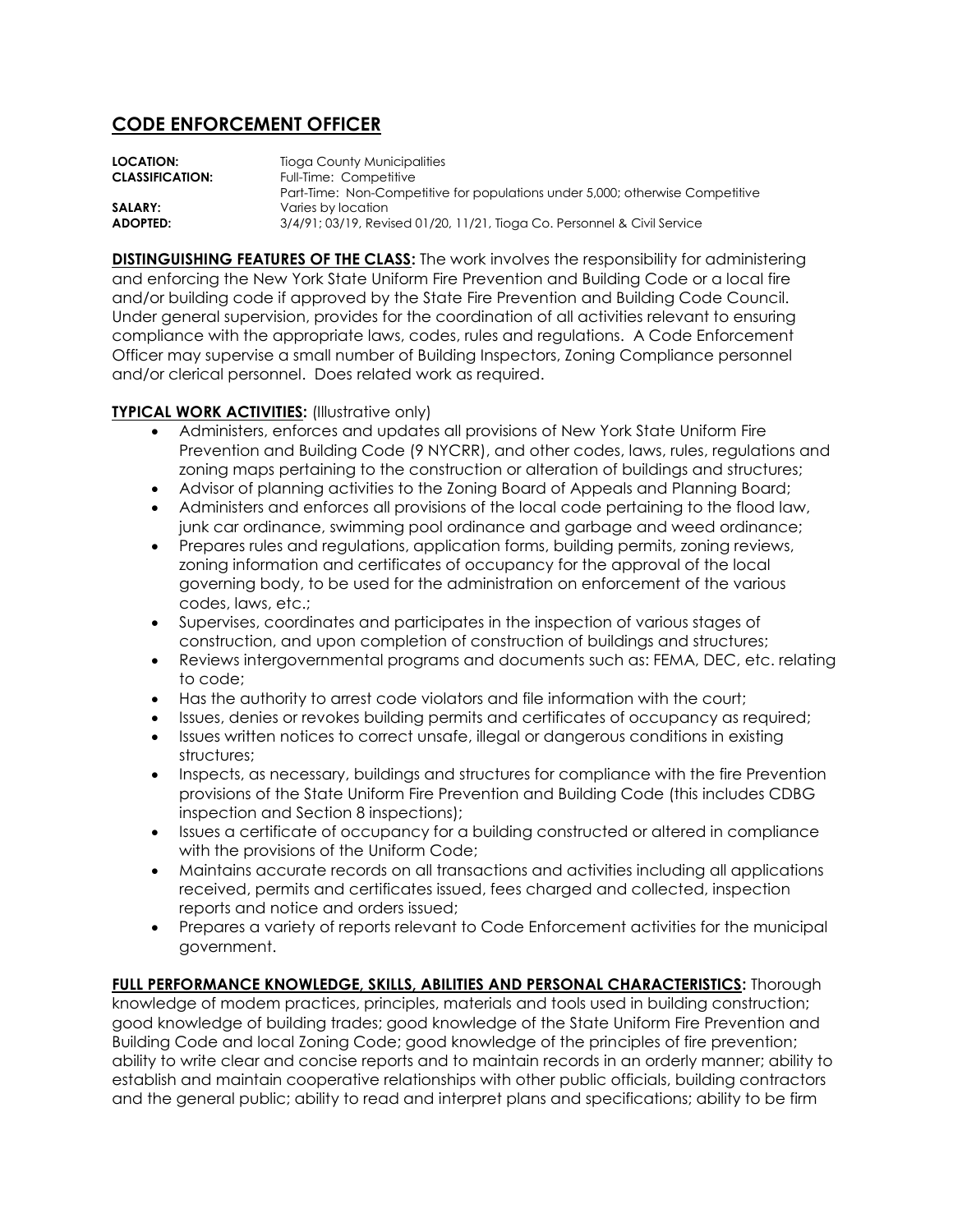# CODE ENFORCEMENT OFFICER

**LOCATION:** Tioga County Municipalities
**CLASSIFICATION:** Full-Time: Competitive
Part-Time: Non-Competitive for populations under 5,000; otherwise Competitive
**SALARY:** Varies by location
**ADOPTED:** 3/4/91; 03/19, Revised 01/20, 11/21, Tioga Co. Personnel & Civil Service

**DISTINGUISHING FEATURES OF THE CLASS:** The work involves the responsibility for administering and enforcing the New York State Uniform Fire Prevention and Building Code or a local fire and/or building code if approved by the State Fire Prevention and Building Code Council. Under general supervision, provides for the coordination of all activities relevant to ensuring compliance with the appropriate laws, codes, rules and regulations. A Code Enforcement Officer may supervise a small number of Building Inspectors, Zoning Compliance personnel and/or clerical personnel. Does related work as required.

**TYPICAL WORK ACTIVITIES:** (Illustrative only)

- Administers, enforces and updates all provisions of New York State Uniform Fire Prevention and Building Code (9 NYCRR), and other codes, laws, rules, regulations and zoning maps pertaining to the construction or alteration of buildings and structures;
- Advisor of planning activities to the Zoning Board of Appeals and Planning Board;
- Administers and enforces all provisions of the local code pertaining to the flood law, junk car ordinance, swimming pool ordinance and garbage and weed ordinance;
- Prepares rules and regulations, application forms, building permits, zoning reviews, zoning information and certificates of occupancy for the approval of the local governing body, to be used for the administration on enforcement of the various codes, laws, etc.;
- Supervises, coordinates and participates in the inspection of various stages of construction, and upon completion of construction of buildings and structures;
- Reviews intergovernmental programs and documents such as: FEMA, DEC, etc. relating to code;
- Has the authority to arrest code violators and file information with the court;
- Issues, denies or revokes building permits and certificates of occupancy as required;
- Issues written notices to correct unsafe, illegal or dangerous conditions in existing structures;
- Inspects, as necessary, buildings and structures for compliance with the fire Prevention provisions of the State Uniform Fire Prevention and Building Code (this includes CDBG inspection and Section 8 inspections);
- Issues a certificate of occupancy for a building constructed or altered in compliance with the provisions of the Uniform Code;
- Maintains accurate records on all transactions and activities including all applications received, permits and certificates issued, fees charged and collected, inspection reports and notice and orders issued;
- Prepares a variety of reports relevant to Code Enforcement activities for the municipal government.

**FULL PERFORMANCE KNOWLEDGE, SKILLS, ABILITIES AND PERSONAL CHARACTERISTICS:** Thorough knowledge of modem practices, principles, materials and tools used in building construction; good knowledge of building trades; good knowledge of the State Uniform Fire Prevention and Building Code and local Zoning Code; good knowledge of the principles of fire prevention; ability to write clear and concise reports and to maintain records in an orderly manner; ability to establish and maintain cooperative relationships with other public officials, building contractors and the general public; ability to read and interpret plans and specifications; ability to be firm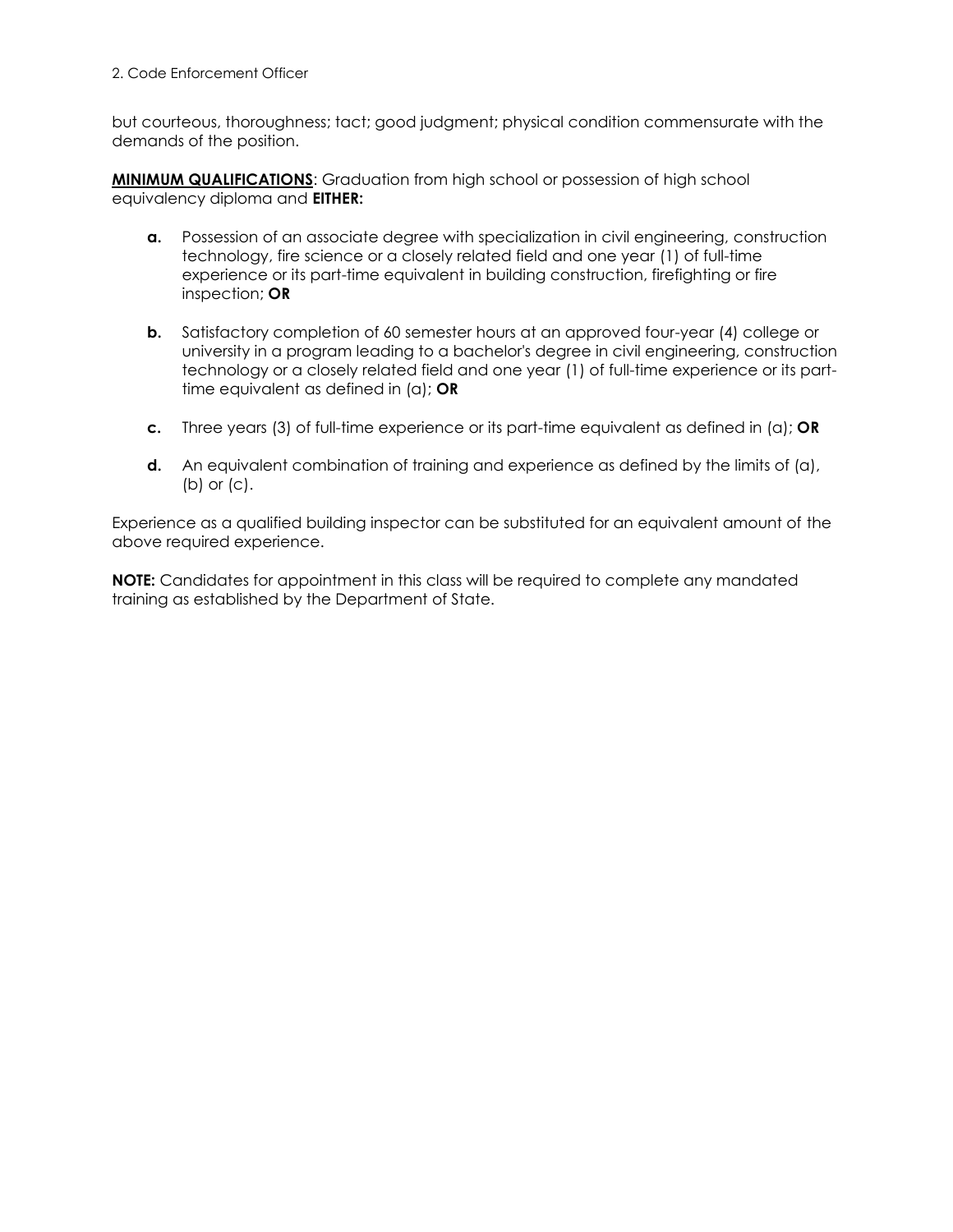but courteous, thoroughness; tact; good judgment; physical condition commensurate with the demands of the position.

**MINIMUM QUALIFICATIONS**: Graduation from high school or possession of high school equivalency diploma and **EITHER:**

- **a.** Possession of an associate degree with specialization in civil engineering, construction technology, fire science or a closely related field and one year (1) of full-time experience or its part-time equivalent in building construction, firefighting or fire inspection; **OR**

- **b.** Satisfactory completion of 60 semester hours at an approved four-year (4) college or university in a program leading to a bachelor's degree in civil engineering, construction technology or a closely related field and one year (1) of full-time experience or its part-time equivalent as defined in (a); **OR**

- **c.** Three years (3) of full-time experience or its part-time equivalent as defined in (a); **OR**

- **d.** An equivalent combination of training and experience as defined by the limits of (a), (b) or (c).

Experience as a qualified building inspector can be substituted for an equivalent amount of the above required experience.

**NOTE:** Candidates for appointment in this class will be required to complete any mandated training as established by the Department of State.